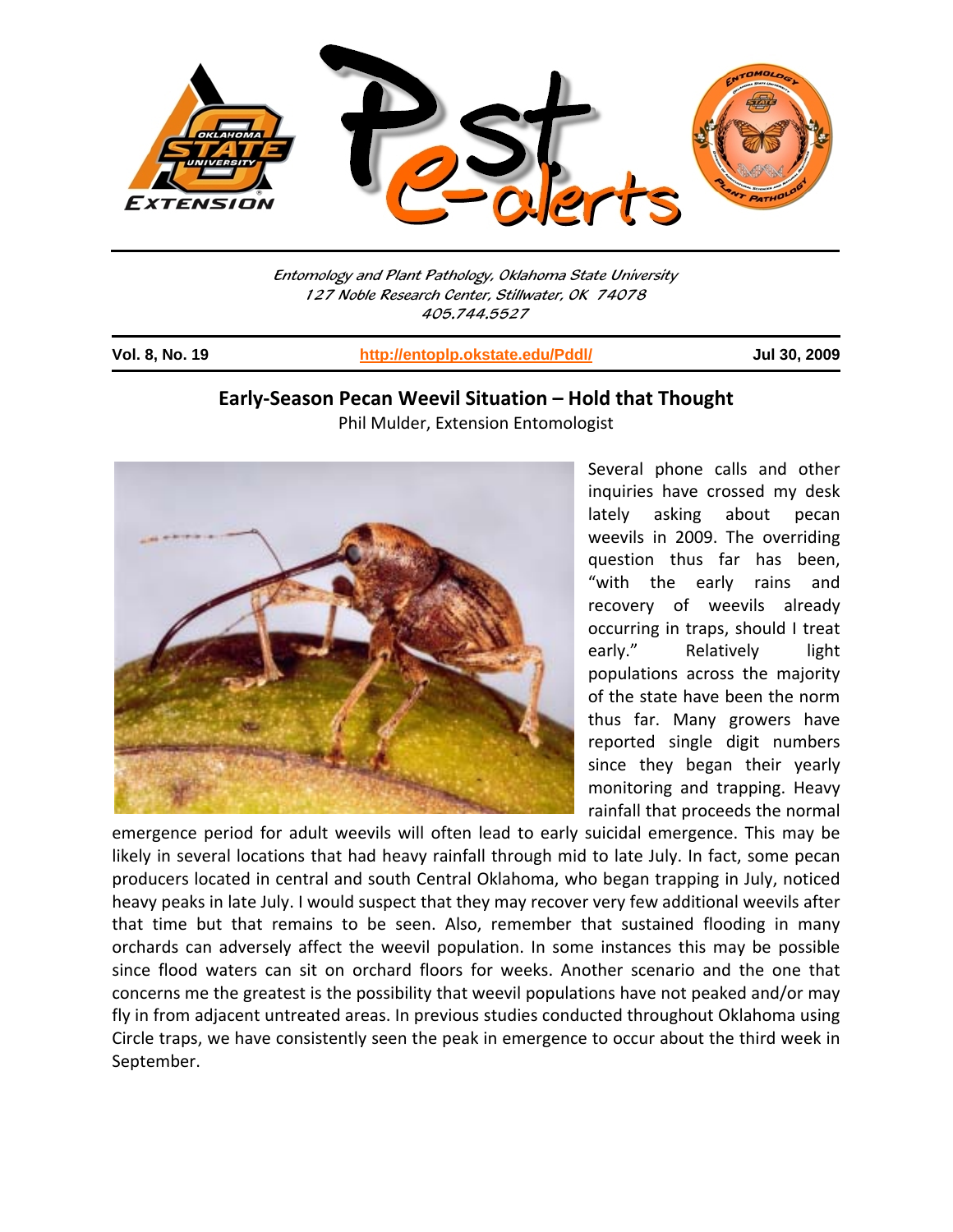*Entomology and Plant Pathology, Oklahoma State University*
*127 Noble Research Center, Stillwater, OK 74078*
*405.744.5527*

**Vol. 8, No. 19** | **http://entoplp.okstate.edu/Pddl/** | **Jul 30, 2009**

## Early-Season Pecan Weevil Situation – Hold that Thought

Phil Mulder, Extension Entomologist

Several phone calls and other inquiries have crossed my desk lately asking about pecan weevils in 2009. The overriding question thus far has been, "with the early rains and recovery of weevils already occurring in traps, should I treat early." Relatively light populations across the majority of the state have been the norm thus far. Many growers have reported single digit numbers since they began their yearly monitoring and trapping. Heavy rainfall that proceeds the normal emergence period for adult weevils will often lead to early suicidal emergence. This may be likely in several locations that had heavy rainfall through mid to late July. In fact, some pecan producers located in central and south Central Oklahoma, who began trapping in July, noticed heavy peaks in late July. I would suspect that they may recover very few additional weevils after that time but that remains to be seen. Also, remember that sustained flooding in many orchards can adversely affect the weevil population. In some instances this may be possible since flood waters can sit on orchard floors for weeks. Another scenario and the one that concerns me the greatest is the possibility that weevil populations have not peaked and/or may fly in from adjacent untreated areas. In previous studies conducted throughout Oklahoma using Circle traps, we have consistently seen the peak in emergence to occur about the third week in September.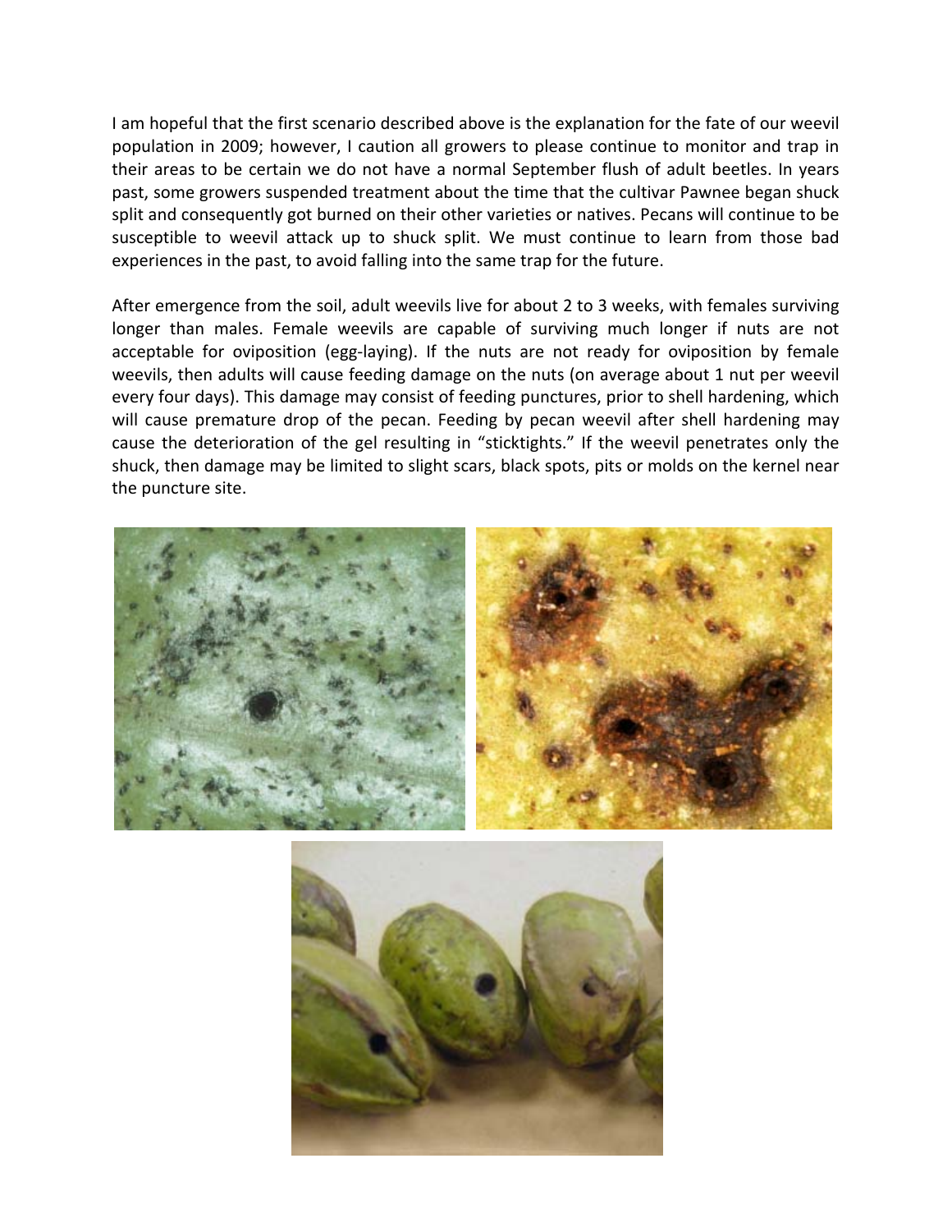I am hopeful that the first scenario described above is the explanation for the fate of our weevil population in 2009; however, I caution all growers to please continue to monitor and trap in their areas to be certain we do not have a normal September flush of adult beetles. In years past, some growers suspended treatment about the time that the cultivar Pawnee began shuck split and consequently got burned on their other varieties or natives. Pecans will continue to be susceptible to weevil attack up to shuck split. We must continue to learn from those bad experiences in the past, to avoid falling into the same trap for the future.

After emergence from the soil, adult weevils live for about 2 to 3 weeks, with females surviving longer than males. Female weevils are capable of surviving much longer if nuts are not acceptable for oviposition (egg-laying). If the nuts are not ready for oviposition by female weevils, then adults will cause feeding damage on the nuts (on average about 1 nut per weevil every four days). This damage may consist of feeding punctures, prior to shell hardening, which will cause premature drop of the pecan. Feeding by pecan weevil after shell hardening may cause the deterioration of the gel resulting in "sticktights." If the weevil penetrates only the shuck, then damage may be limited to slight scars, black spots, pits or molds on the kernel near the puncture site.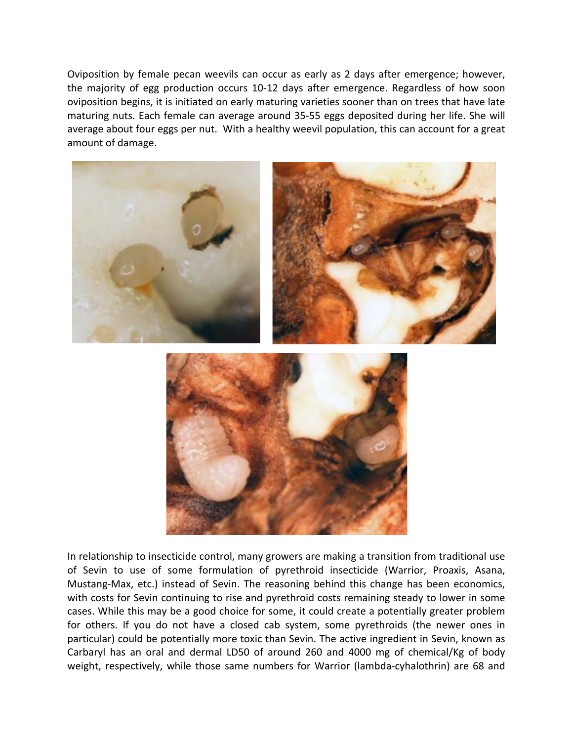Oviposition by female pecan weevils can occur as early as 2 days after emergence; however, the majority of egg production occurs 10-12 days after emergence. Regardless of how soon oviposition begins, it is initiated on early maturing varieties sooner than on trees that have late maturing nuts. Each female can average around 35-55 eggs deposited during her life. She will average about four eggs per nut. With a healthy weevil population, this can account for a great amount of damage.

In relationship to insecticide control, many growers are making a transition from traditional use of Sevin to use of some formulation of pyrethroid insecticide (Warrior, Proaxis, Asana, Mustang-Max, etc.) instead of Sevin. The reasoning behind this change has been economics, with costs for Sevin continuing to rise and pyrethroid costs remaining steady to lower in some cases. While this may be a good choice for some, it could create a potentially greater problem for others. If you do not have a closed cab system, some pyrethroids (the newer ones in particular) could be potentially more toxic than Sevin. The active ingredient in Sevin, known as Carbaryl has an oral and dermal LD50 of around 260 and 4000 mg of chemical/Kg of body weight, respectively, while those same numbers for Warrior (lambda-cyhalothrin) are 68 and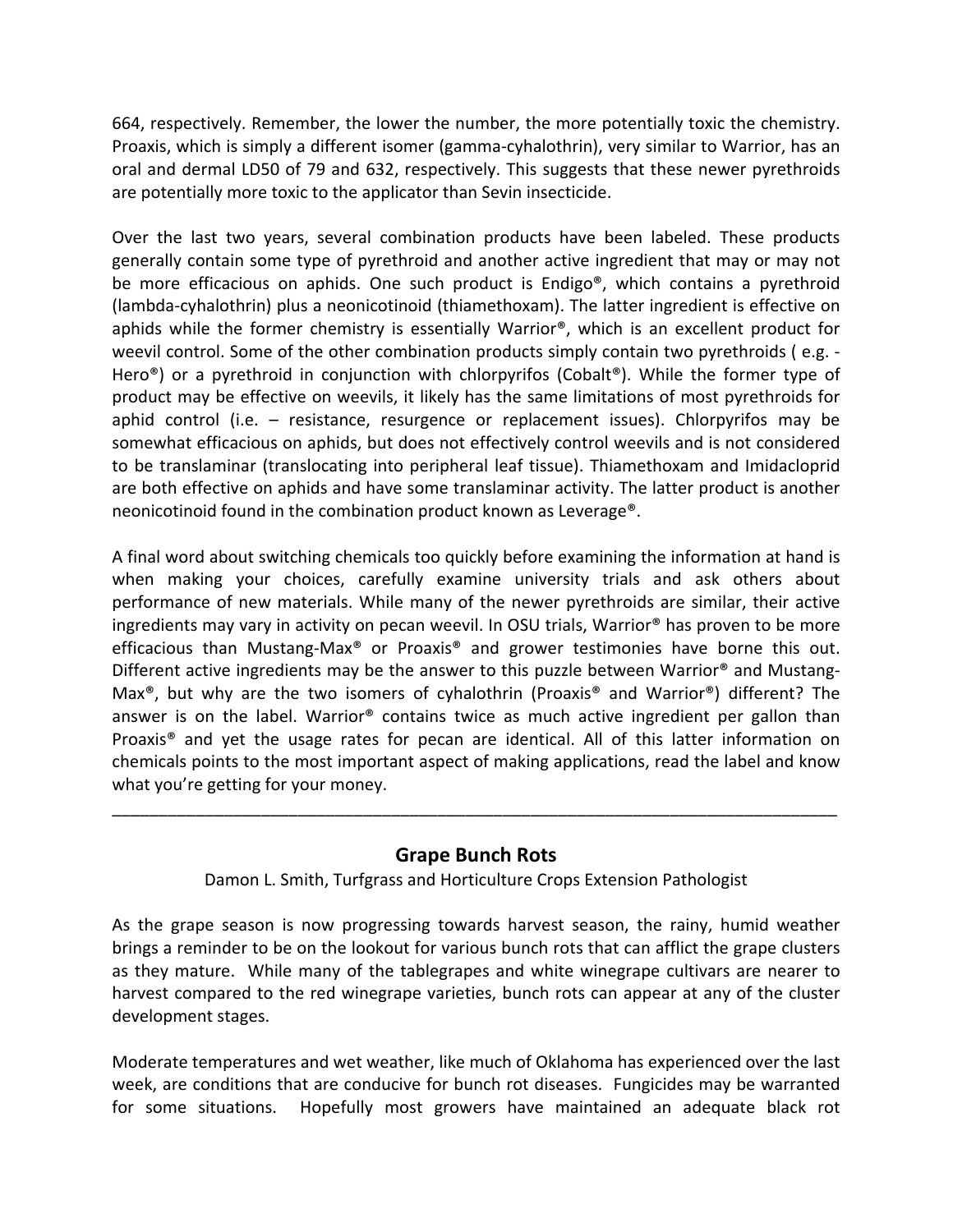664, respectively. Remember, the lower the number, the more potentially toxic the chemistry. Proaxis, which is simply a different isomer (gamma-cyhalothrin), very similar to Warrior, has an oral and dermal LD50 of 79 and 632, respectively. This suggests that these newer pyrethroids are potentially more toxic to the applicator than Sevin insecticide.

Over the last two years, several combination products have been labeled. These products generally contain some type of pyrethroid and another active ingredient that may or may not be more efficacious on aphids. One such product is Endigo®, which contains a pyrethroid (lambda-cyhalothrin) plus a neonicotinoid (thiamethoxam). The latter ingredient is effective on aphids while the former chemistry is essentially Warrior®, which is an excellent product for weevil control. Some of the other combination products simply contain two pyrethroids ( e.g. - Hero®) or a pyrethroid in conjunction with chlorpyrifos (Cobalt®). While the former type of product may be effective on weevils, it likely has the same limitations of most pyrethroids for aphid control (i.e. – resistance, resurgence or replacement issues). Chlorpyrifos may be somewhat efficacious on aphids, but does not effectively control weevils and is not considered to be translaminar (translocating into peripheral leaf tissue). Thiamethoxam and Imidacloprid are both effective on aphids and have some translaminar activity. The latter product is another neonicotinoid found in the combination product known as Leverage®.

A final word about switching chemicals too quickly before examining the information at hand is when making your choices, carefully examine university trials and ask others about performance of new materials. While many of the newer pyrethroids are similar, their active ingredients may vary in activity on pecan weevil. In OSU trials, Warrior® has proven to be more efficacious than Mustang-Max® or Proaxis® and grower testimonies have borne this out. Different active ingredients may be the answer to this puzzle between Warrior® and Mustang-Max®, but why are the two isomers of cyhalothrin (Proaxis® and Warrior®) different? The answer is on the label. Warrior® contains twice as much active ingredient per gallon than Proaxis® and yet the usage rates for pecan are identical. All of this latter information on chemicals points to the most important aspect of making applications, read the label and know what you're getting for your money.

---

## Grape Bunch Rots

Damon L. Smith, Turfgrass and Horticulture Crops Extension Pathologist

As the grape season is now progressing towards harvest season, the rainy, humid weather brings a reminder to be on the lookout for various bunch rots that can afflict the grape clusters as they mature. While many of the tablegrapes and white winegrape cultivars are nearer to harvest compared to the red winegrape varieties, bunch rots can appear at any of the cluster development stages.

Moderate temperatures and wet weather, like much of Oklahoma has experienced over the last week, are conditions that are conducive for bunch rot diseases. Fungicides may be warranted for some situations. Hopefully most growers have maintained an adequate black rot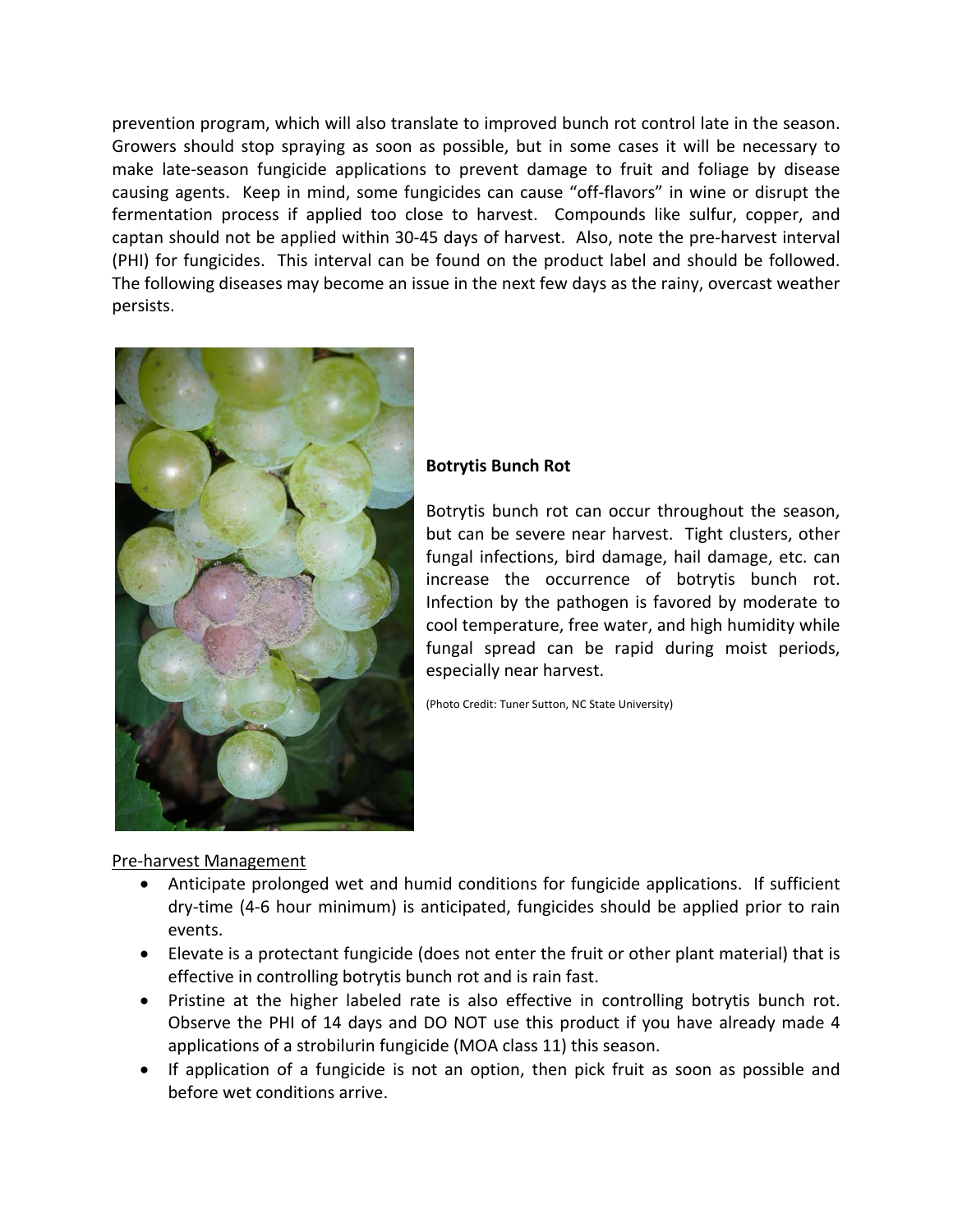prevention program, which will also translate to improved bunch rot control late in the season. Growers should stop spraying as soon as possible, but in some cases it will be necessary to make late-season fungicide applications to prevent damage to fruit and foliage by disease causing agents. Keep in mind, some fungicides can cause "off-flavors" in wine or disrupt the fermentation process if applied too close to harvest. Compounds like sulfur, copper, and captan should not be applied within 30-45 days of harvest. Also, note the pre-harvest interval (PHI) for fungicides. This interval can be found on the product label and should be followed. The following diseases may become an issue in the next few days as the rainy, overcast weather persists.

**Botrytis Bunch Rot**

Botrytis bunch rot can occur throughout the season, but can be severe near harvest. Tight clusters, other fungal infections, bird damage, hail damage, etc. can increase the occurrence of botrytis bunch rot. Infection by the pathogen is favored by moderate to cool temperature, free water, and high humidity while fungal spread can be rapid during moist periods, especially near harvest.

(Photo Credit: Tuner Sutton, NC State University)

<u>Pre-harvest Management</u>

- Anticipate prolonged wet and humid conditions for fungicide applications. If sufficient dry-time (4-6 hour minimum) is anticipated, fungicides should be applied prior to rain events.
- Elevate is a protectant fungicide (does not enter the fruit or other plant material) that is effective in controlling botrytis bunch rot and is rain fast.
- Pristine at the higher labeled rate is also effective in controlling botrytis bunch rot. Observe the PHI of 14 days and DO NOT use this product if you have already made 4 applications of a strobilurin fungicide (MOA class 11) this season.
- If application of a fungicide is not an option, then pick fruit as soon as possible and before wet conditions arrive.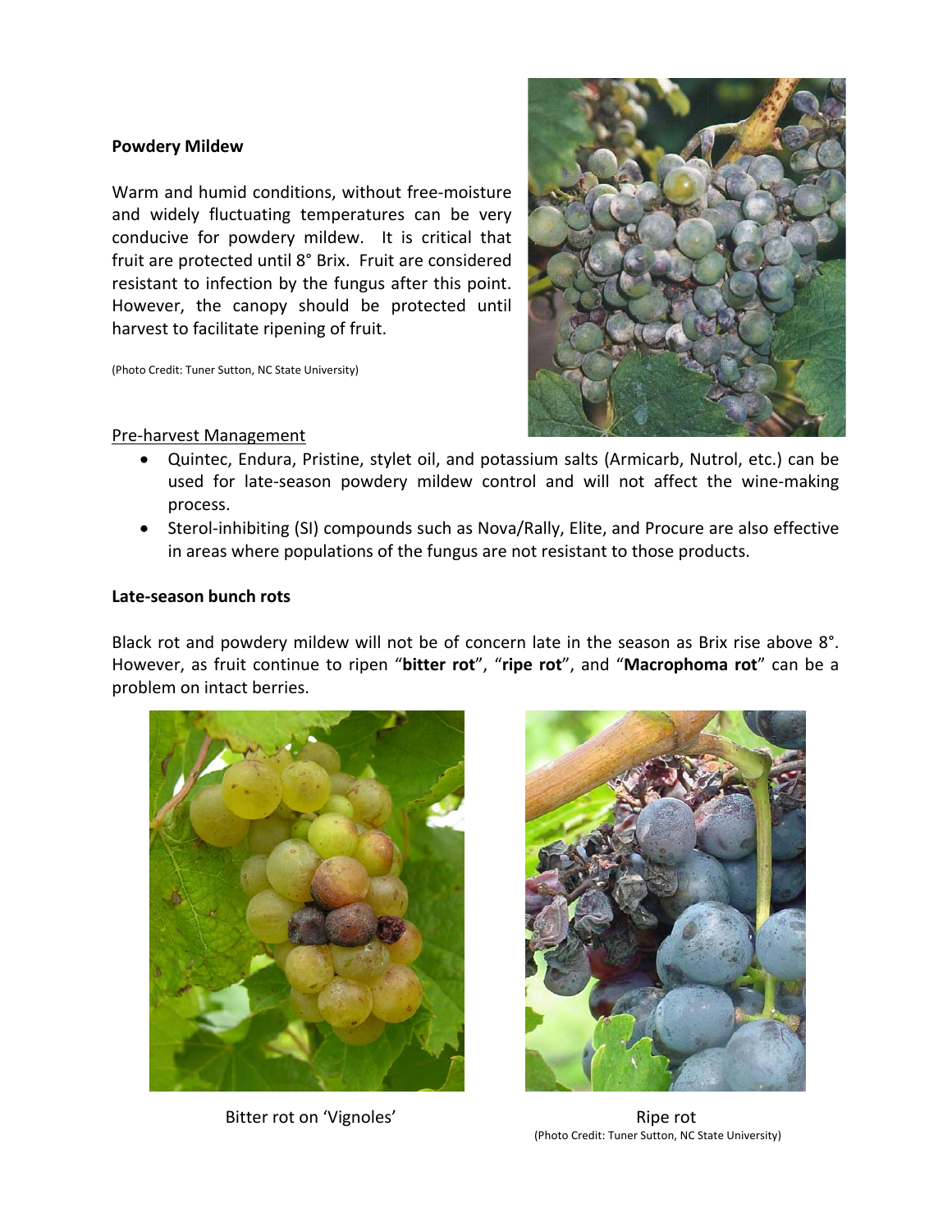## Powdery Mildew

Warm and humid conditions, without free-moisture and widely fluctuating temperatures can be very conducive for powdery mildew. It is critical that fruit are protected until 8° Brix. Fruit are considered resistant to infection by the fungus after this point. However, the canopy should be protected until harvest to facilitate ripening of fruit.

(Photo Credit: Tuner Sutton, NC State University)

Pre-harvest Management

- Quintec, Endura, Pristine, stylet oil, and potassium salts (Armicarb, Nutrol, etc.) can be used for late-season powdery mildew control and will not affect the wine-making process.
- Sterol-inhibiting (SI) compounds such as Nova/Rally, Elite, and Procure are also effective in areas where populations of the fungus are not resistant to those products.

## Late-season bunch rots

Black rot and powdery mildew will not be of concern late in the season as Brix rise above 8°. However, as fruit continue to ripen "**bitter rot**", "**ripe rot**", and "**Macrophoma rot**" can be a problem on intact berries.

Bitter rot on 'Vignoles'

Ripe rot
(Photo Credit: Tuner Sutton, NC State University)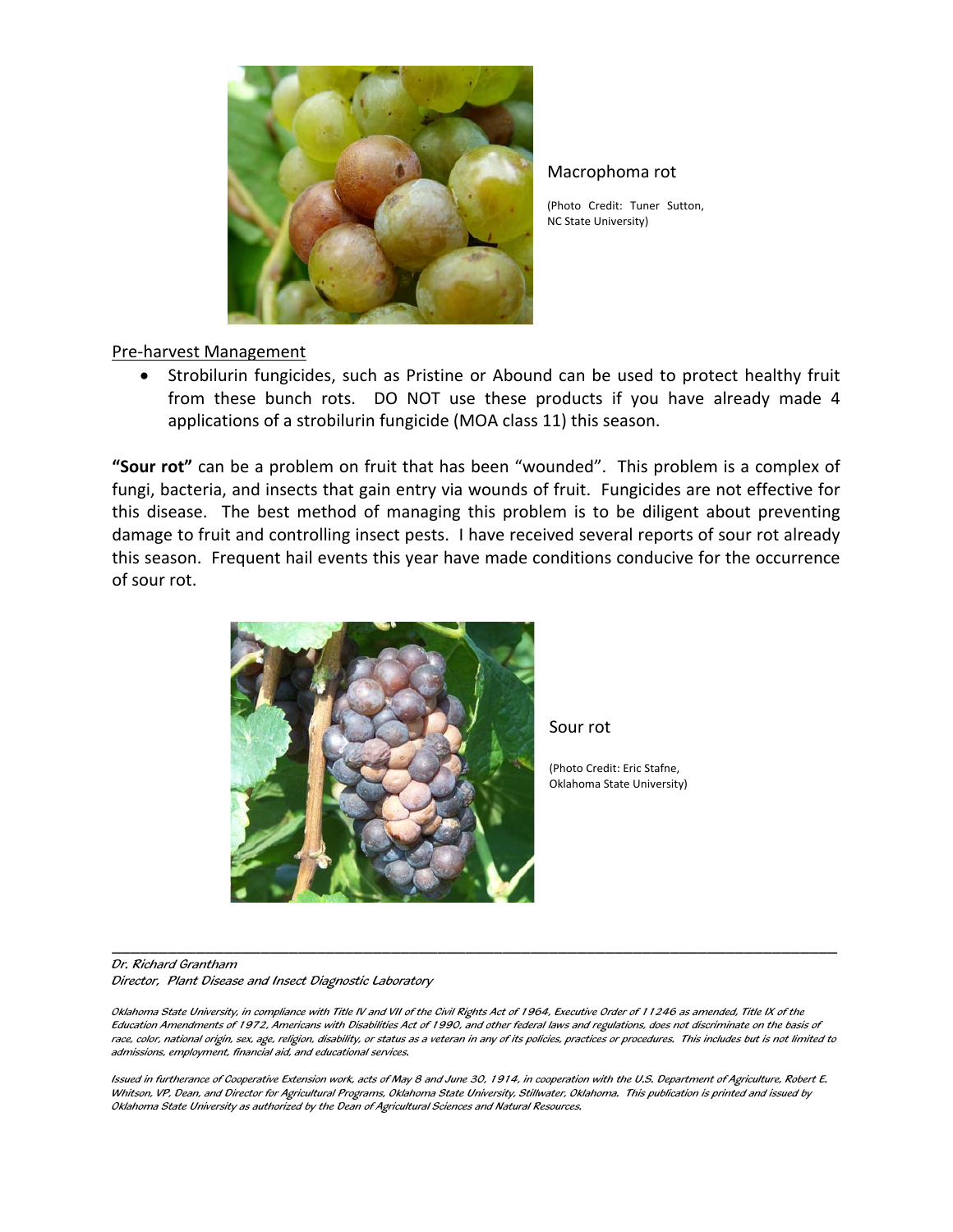Macrophoma rot

(Photo Credit: Tuner Sutton, NC State University)

Pre-harvest Management

- Strobilurin fungicides, such as Pristine or Abound can be used to protect healthy fruit from these bunch rots. DO NOT use these products if you have already made 4 applications of a strobilurin fungicide (MOA class 11) this season.

**"Sour rot"** can be a problem on fruit that has been "wounded". This problem is a complex of fungi, bacteria, and insects that gain entry via wounds of fruit. Fungicides are not effective for this disease. The best method of managing this problem is to be diligent about preventing damage to fruit and controlling insect pests. I have received several reports of sour rot already this season. Frequent hail events this year have made conditions conducive for the occurrence of sour rot.

Sour rot

(Photo Credit: Eric Stafne, Oklahoma State University)

---

*Dr. Richard Grantham*
*Director, Plant Disease and Insect Diagnostic Laboratory*

*Oklahoma State University, in compliance with Title IV and VII of the Civil Rights Act of 1964, Executive Order of 11246 as amended, Title IX of the Education Amendments of 1972, Americans with Disabilities Act of 1990, and other federal laws and regulations, does not discriminate on the basis of race, color, national origin, sex, age, religion, disability, or status as a veteran in any of its policies, practices or procedures. This includes but is not limited to admissions, employment, financial aid, and educational services.*

*Issued in furtherance of Cooperative Extension work, acts of May 8 and June 30, 1914, in cooperation with the U.S. Department of Agriculture, Robert E. Whitson, VP, Dean, and Director for Agricultural Programs, Oklahoma State University, Stillwater, Oklahoma. This publication is printed and issued by Oklahoma State University as authorized by the Dean of Agricultural Sciences and Natural Resources.*